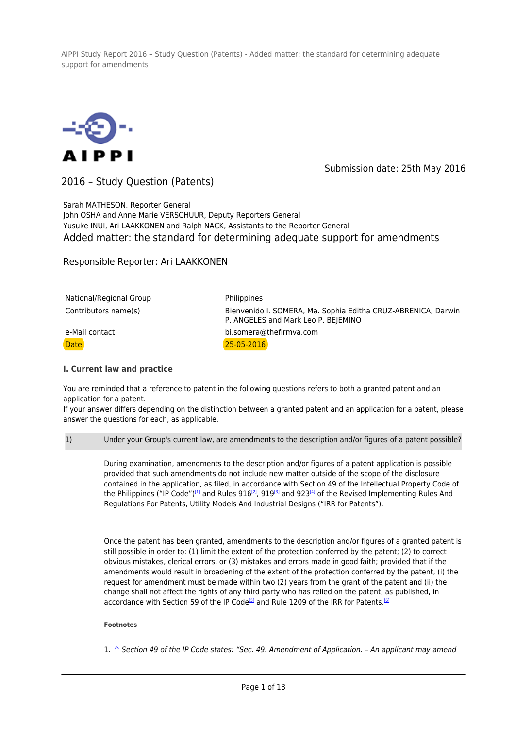Submission date: 25th May 2016

2016 – Study Question (Patents)

Sarah MATHESON, Reporter General
John OSHA and Anne Marie VERSCHUUR, Deputy Reporters General
Yusuke INUI, Ari LAAKKONEN and Ralph NACK, Assistants to the Reporter General

# Added matter: the standard for determining adequate support for amendments

Responsible Reporter: Ari LAAKKONEN

| | |
|---|---|
| National/Regional Group | Philippines |
| Contributors name(s) | Bienvenido I. SOMERA, Ma. Sophia Editha CRUZ-ABRENICA, Darwin P. ANGELES and Mark Leo P. BEJEMINO |
| e-Mail contact | bi.somera@thefirmva.com |
| Date | 25-05-2016 |

### I. Current law and practice

You are reminded that a reference to patent in the following questions refers to both a granted patent and an application for a patent.
If your answer differs depending on the distinction between a granted patent and an application for a patent, please answer the questions for each, as applicable.

| 1) | Under your Group's current law, are amendments to the description and/or figures of a patent possible? |
|---|---|

During examination, amendments to the description and/or figures of a patent application is possible provided that such amendments do not include new matter outside of the scope of the disclosure contained in the application, as filed, in accordance with Section 49 of the Intellectual Property Code of the Philippines ("IP Code")[1] and Rules 916[2], 919[3] and 923[4] of the Revised Implementing Rules And Regulations For Patents, Utility Models And Industrial Designs ("IRR for Patents").

Once the patent has been granted, amendments to the description and/or figures of a granted patent is still possible in order to: (1) limit the extent of the protection conferred by the patent; (2) to correct obvious mistakes, clerical errors, or (3) mistakes and errors made in good faith; provided that if the amendments would result in broadening of the extent of the protection conferred by the patent, (i) the request for amendment must be made within two (2) years from the grant of the patent and (ii) the change shall not affect the rights of any third party who has relied on the patent, as published, in accordance with Section 59 of the IP Code[5] and Rule 1209 of the IRR for Patents.[6]

**Footnotes**

1. ^ *Section 49 of the IP Code states: "Sec. 49. Amendment of Application. – An applicant may amend*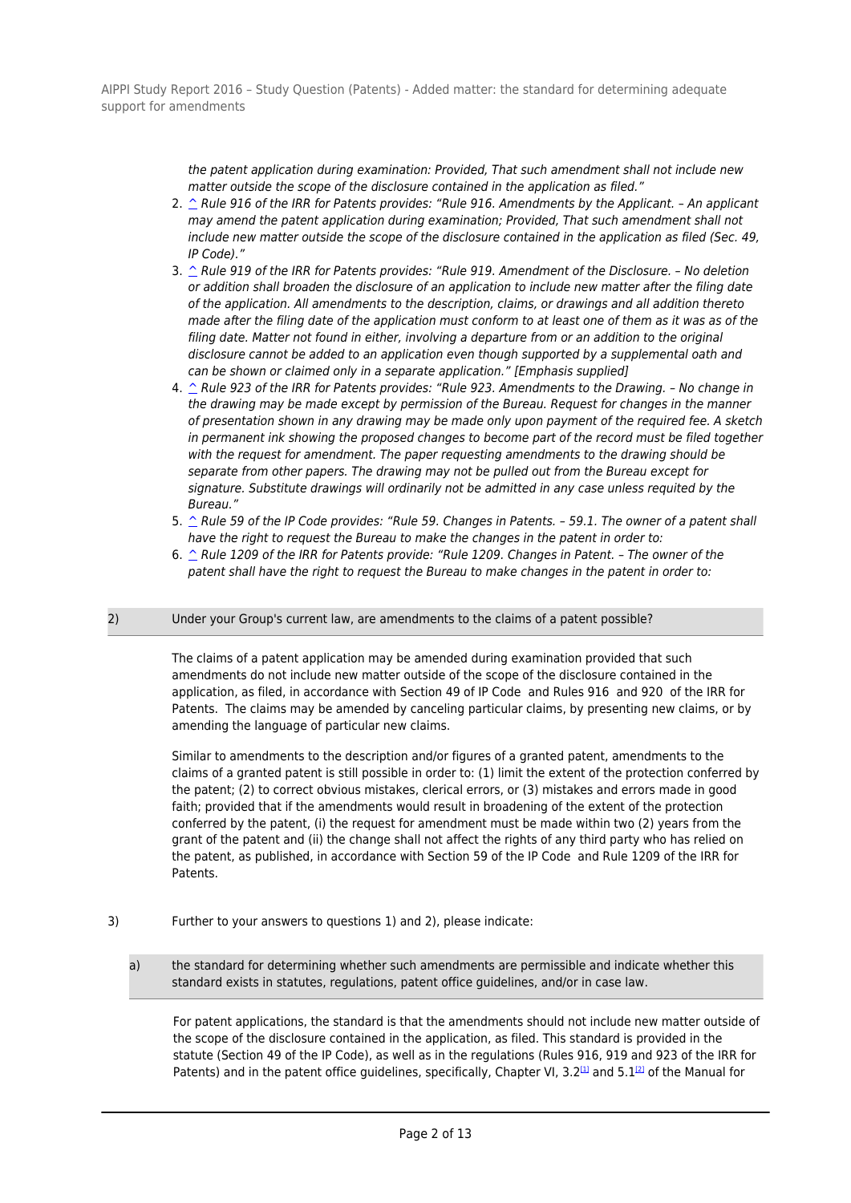*the patent application during examination: Provided, That such amendment shall not include new matter outside the scope of the disclosure contained in the application as filed."*

2. ^ *Rule 916 of the IRR for Patents provides: "Rule 916. Amendments by the Applicant. – An applicant may amend the patent application during examination; Provided, That such amendment shall not include new matter outside the scope of the disclosure contained in the application as filed (Sec. 49, IP Code)."*
3. ^ *Rule 919 of the IRR for Patents provides: "Rule 919. Amendment of the Disclosure. – No deletion or addition shall broaden the disclosure of an application to include new matter after the filing date of the application. All amendments to the description, claims, or drawings and all addition thereto made after the filing date of the application must conform to at least one of them as it was as of the filing date. Matter not found in either, involving a departure from or an addition to the original disclosure cannot be added to an application even though supported by a supplemental oath and can be shown or claimed only in a separate application." [Emphasis supplied]*
4. ^ *Rule 923 of the IRR for Patents provides: "Rule 923. Amendments to the Drawing. – No change in the drawing may be made except by permission of the Bureau. Request for changes in the manner of presentation shown in any drawing may be made only upon payment of the required fee. A sketch in permanent ink showing the proposed changes to become part of the record must be filed together with the request for amendment. The paper requesting amendments to the drawing should be separate from other papers. The drawing may not be pulled out from the Bureau except for signature. Substitute drawings will ordinarily not be admitted in any case unless requited by the Bureau."*
5. ^ *Rule 59 of the IP Code provides: "Rule 59. Changes in Patents. – 59.1. The owner of a patent shall have the right to request the Bureau to make the changes in the patent in order to:*
6. ^ *Rule 1209 of the IRR for Patents provide: "Rule 1209. Changes in Patent. – The owner of the patent shall have the right to request the Bureau to make changes in the patent in order to:*

2) Under your Group's current law, are amendments to the claims of a patent possible?

The claims of a patent application may be amended during examination provided that such amendments do not include new matter outside of the scope of the disclosure contained in the application, as filed, in accordance with Section 49 of IP Code and Rules 916 and 920 of the IRR for Patents. The claims may be amended by canceling particular claims, by presenting new claims, or by amending the language of particular new claims.

Similar to amendments to the description and/or figures of a granted patent, amendments to the claims of a granted patent is still possible in order to: (1) limit the extent of the protection conferred by the patent; (2) to correct obvious mistakes, clerical errors, or (3) mistakes and errors made in good faith; provided that if the amendments would result in broadening of the extent of the protection conferred by the patent, (i) the request for amendment must be made within two (2) years from the grant of the patent and (ii) the change shall not affect the rights of any third party who has relied on the patent, as published, in accordance with Section 59 of the IP Code and Rule 1209 of the IRR for Patents.

3) Further to your answers to questions 1) and 2), please indicate:

a) the standard for determining whether such amendments are permissible and indicate whether this standard exists in statutes, regulations, patent office guidelines, and/or in case law.

For patent applications, the standard is that the amendments should not include new matter outside of the scope of the disclosure contained in the application, as filed. This standard is provided in the statute (Section 49 of the IP Code), as well as in the regulations (Rules 916, 919 and 923 of the IRR for Patents) and in the patent office guidelines, specifically, Chapter VI, 3.2[1] and 5.1[2] of the Manual for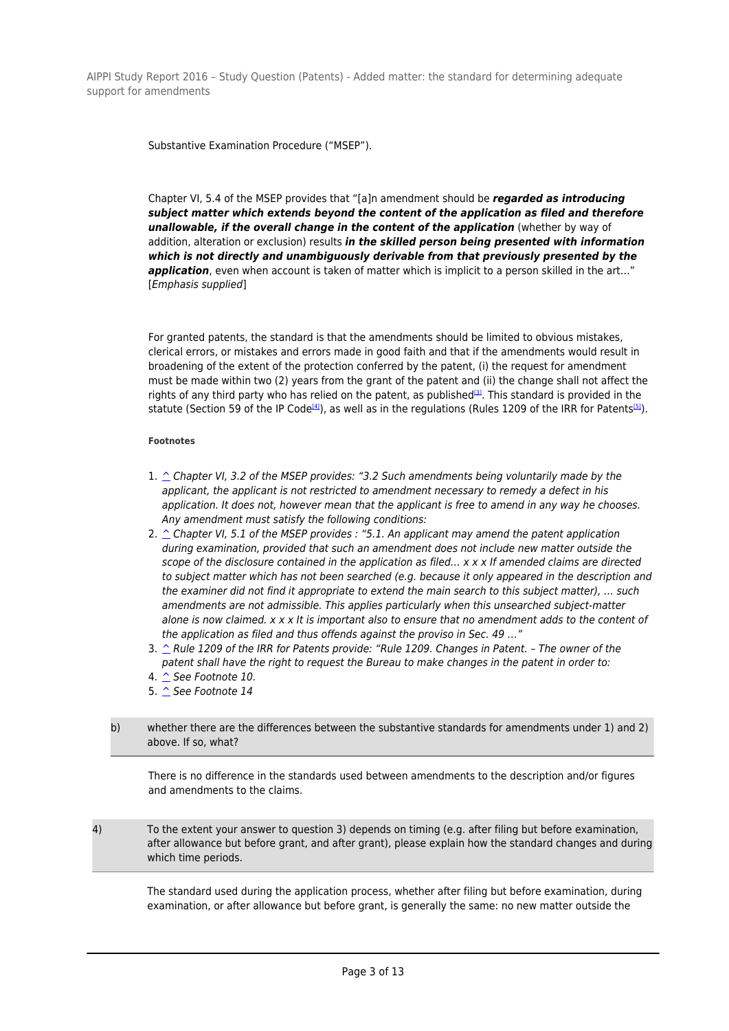Substantive Examination Procedure ("MSEP").

Chapter VI, 5.4 of the MSEP provides that "[a]n amendment should be ***regarded as introducing subject matter which extends beyond the content of the application as filed and therefore unallowable, if the overall change in the content of the application*** (whether by way of addition, alteration or exclusion) results ***in the skilled person being presented with information which is not directly and unambiguously derivable from that previously presented by the application***, even when account is taken of matter which is implicit to a person skilled in the art..." [*Emphasis supplied*]

For granted patents, the standard is that the amendments should be limited to obvious mistakes, clerical errors, or mistakes and errors made in good faith and that if the amendments would result in broadening of the extent of the protection conferred by the patent, (i) the request for amendment must be made within two (2) years from the grant of the patent and (ii) the change shall not affect the rights of any third party who has relied on the patent, as published[3]. This standard is provided in the statute (Section 59 of the IP Code[4]), as well as in the regulations (Rules 1209 of the IRR for Patents[5]).

##### Footnotes

1. ^ *Chapter VI, 3.2 of the MSEP provides: "3.2 Such amendments being voluntarily made by the applicant, the applicant is not restricted to amendment necessary to remedy a defect in his application. It does not, however mean that the applicant is free to amend in any way he chooses. Any amendment must satisfy the following conditions:*
2. ^ *Chapter VI, 5.1 of the MSEP provides : "5.1. An applicant may amend the patent application during examination, provided that such an amendment does not include new matter outside the scope of the disclosure contained in the application as filed... x x x If amended claims are directed to subject matter which has not been searched (e.g. because it only appeared in the description and the examiner did not find it appropriate to extend the main search to this subject matter), ... such amendments are not admissible. This applies particularly when this unsearched subject-matter alone is now claimed. x x x It is important also to ensure that no amendment adds to the content of the application as filed and thus offends against the proviso in Sec. 49 ..."*
3. ^ *Rule 1209 of the IRR for Patents provide: "Rule 1209. Changes in Patent. – The owner of the patent shall have the right to request the Bureau to make changes in the patent in order to:*
4. ^ *See Footnote 10.*
5. ^ *See Footnote 14*

b) whether there are the differences between the substantive standards for amendments under 1) and 2) above. If so, what?

There is no difference in the standards used between amendments to the description and/or figures and amendments to the claims.

4) To the extent your answer to question 3) depends on timing (e.g. after filing but before examination, after allowance but before grant, and after grant), please explain how the standard changes and during which time periods.

The standard used during the application process, whether after filing but before examination, during examination, or after allowance but before grant, is generally the same: no new matter outside the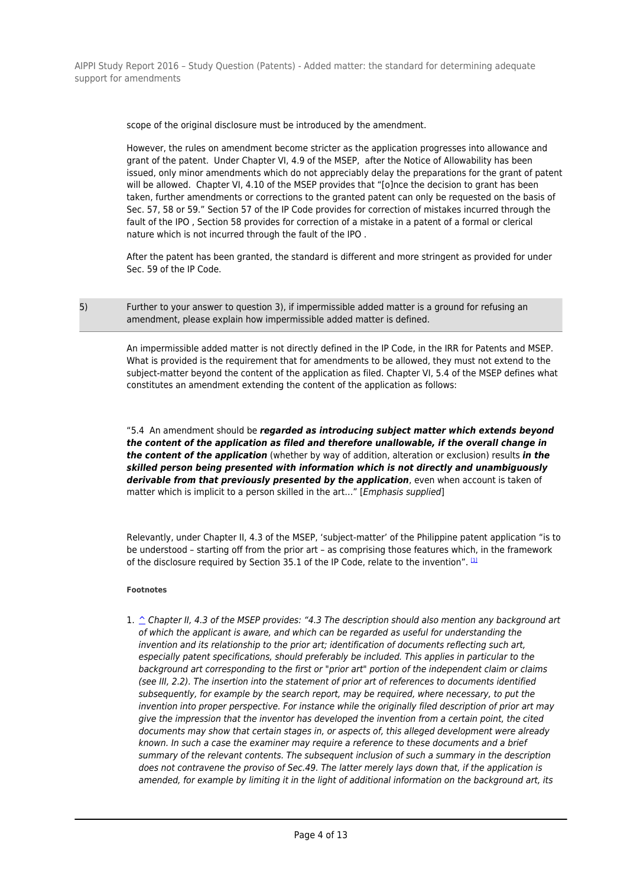scope of the original disclosure must be introduced by the amendment.

However, the rules on amendment become stricter as the application progresses into allowance and grant of the patent. Under Chapter VI, 4.9 of the MSEP, after the Notice of Allowability has been issued, only minor amendments which do not appreciably delay the preparations for the grant of patent will be allowed. Chapter VI, 4.10 of the MSEP provides that "[o]nce the decision to grant has been taken, further amendments or corrections to the granted patent can only be requested on the basis of Sec. 57, 58 or 59." Section 57 of the IP Code provides for correction of mistakes incurred through the fault of the IPO , Section 58 provides for correction of a mistake in a patent of a formal or clerical nature which is not incurred through the fault of the IPO .

After the patent has been granted, the standard is different and more stringent as provided for under Sec. 59 of the IP Code.

5) Further to your answer to question 3), if impermissible added matter is a ground for refusing an amendment, please explain how impermissible added matter is defined.

An impermissible added matter is not directly defined in the IP Code, in the IRR for Patents and MSEP. What is provided is the requirement that for amendments to be allowed, they must not extend to the subject-matter beyond the content of the application as filed. Chapter VI, 5.4 of the MSEP defines what constitutes an amendment extending the content of the application as follows:

"5.4 An amendment should be ***regarded as introducing subject matter which extends beyond the content of the application as filed and therefore unallowable, if the overall change in the content of the application*** (whether by way of addition, alteration or exclusion) results ***in the skilled person being presented with information which is not directly and unambiguously derivable from that previously presented by the application***, even when account is taken of matter which is implicit to a person skilled in the art..." [*Emphasis supplied*]

Relevantly, under Chapter II, 4.3 of the MSEP, 'subject-matter' of the Philippine patent application "is to be understood – starting off from the prior art – as comprising those features which, in the framework of the disclosure required by Section 35.1 of the IP Code, relate to the invention". [1]

**Footnotes**

1. ^ *Chapter II, 4.3 of the MSEP provides: "4.3 The description should also mention any background art of which the applicant is aware, and which can be regarded as useful for understanding the invention and its relationship to the prior art; identification of documents reflecting such art, especially patent specifications, should preferably be included. This applies in particular to the background art corresponding to the first or "prior art" portion of the independent claim or claims (see III, 2.2). The insertion into the statement of prior art of references to documents identified subsequently, for example by the search report, may be required, where necessary, to put the invention into proper perspective. For instance while the originally filed description of prior art may give the impression that the inventor has developed the invention from a certain point, the cited documents may show that certain stages in, or aspects of, this alleged development were already known. In such a case the examiner may require a reference to these documents and a brief summary of the relevant contents. The subsequent inclusion of such a summary in the description does not contravene the proviso of Sec.49. The latter merely lays down that, if the application is amended, for example by limiting it in the light of additional information on the background art, its*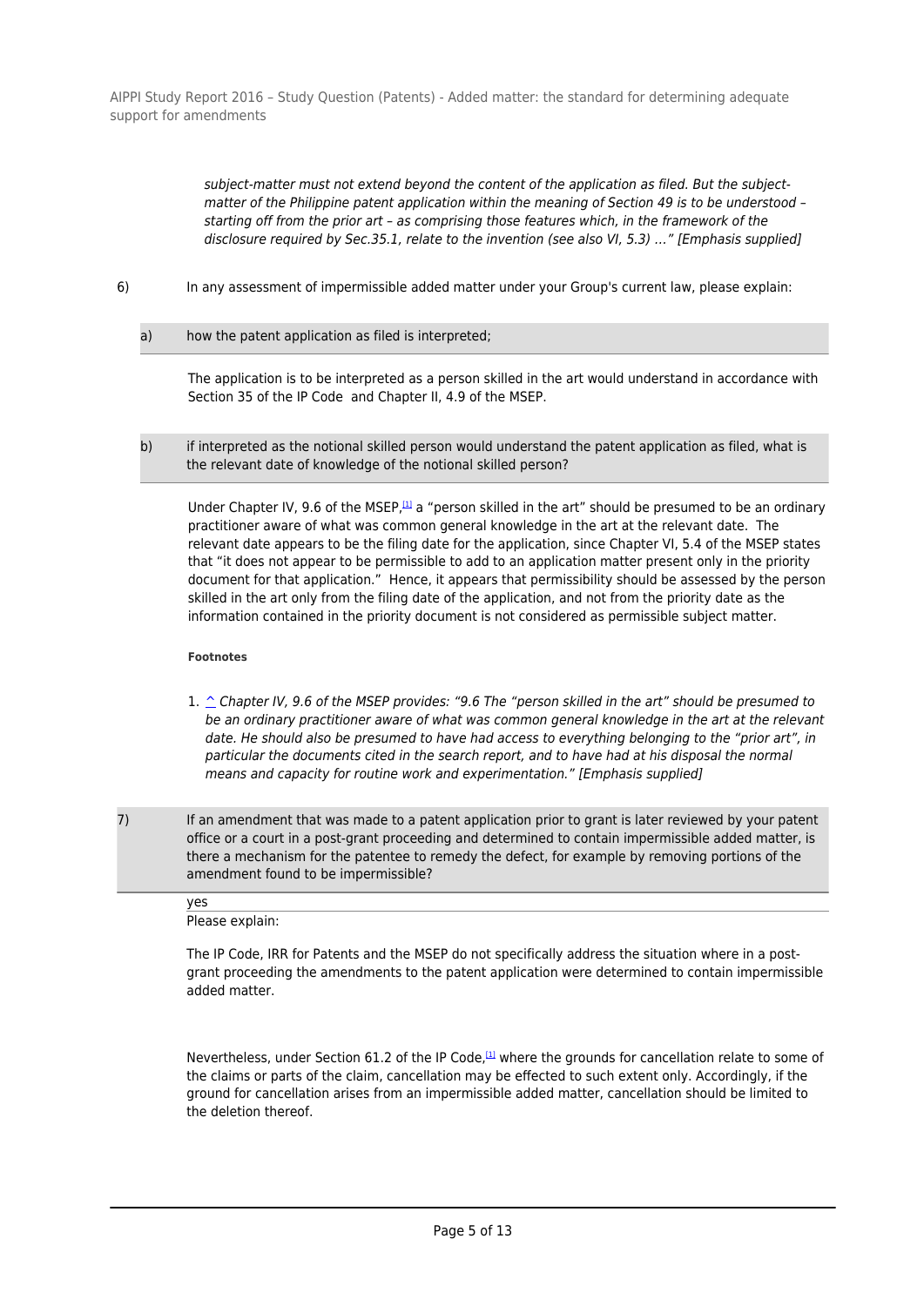*subject-matter must not extend beyond the content of the application as filed. But the subject-matter of the Philippine patent application within the meaning of Section 49 is to be understood – starting off from the prior art – as comprising those features which, in the framework of the disclosure required by Sec.35.1, relate to the invention (see also VI, 5.3) …" [Emphasis supplied]*

6) In any assessment of impermissible added matter under your Group's current law, please explain:

a) how the patent application as filed is interpreted;

The application is to be interpreted as a person skilled in the art would understand in accordance with Section 35 of the IP Code and Chapter II, 4.9 of the MSEP.

b) if interpreted as the notional skilled person would understand the patent application as filed, what is the relevant date of knowledge of the notional skilled person?

Under Chapter IV, 9.6 of the MSEP,[1] a "person skilled in the art" should be presumed to be an ordinary practitioner aware of what was common general knowledge in the art at the relevant date. The relevant date appears to be the filing date for the application, since Chapter VI, 5.4 of the MSEP states that "it does not appear to be permissible to add to an application matter present only in the priority document for that application." Hence, it appears that permissibility should be assessed by the person skilled in the art only from the filing date of the application, and not from the priority date as the information contained in the priority document is not considered as permissible subject matter.

**Footnotes**

1. ^ *Chapter IV, 9.6 of the MSEP provides: "9.6 The "person skilled in the art" should be presumed to be an ordinary practitioner aware of what was common general knowledge in the art at the relevant date. He should also be presumed to have had access to everything belonging to the "prior art", in particular the documents cited in the search report, and to have had at his disposal the normal means and capacity for routine work and experimentation." [Emphasis supplied]*

7) If an amendment that was made to a patent application prior to grant is later reviewed by your patent office or a court in a post-grant proceeding and determined to contain impermissible added matter, is there a mechanism for the patentee to remedy the defect, for example by removing portions of the amendment found to be impermissible?

yes

Please explain:

The IP Code, IRR for Patents and the MSEP do not specifically address the situation where in a post-grant proceeding the amendments to the patent application were determined to contain impermissible added matter.

Nevertheless, under Section 61.2 of the IP Code,[1] where the grounds for cancellation relate to some of the claims or parts of the claim, cancellation may be effected to such extent only. Accordingly, if the ground for cancellation arises from an impermissible added matter, cancellation should be limited to the deletion thereof.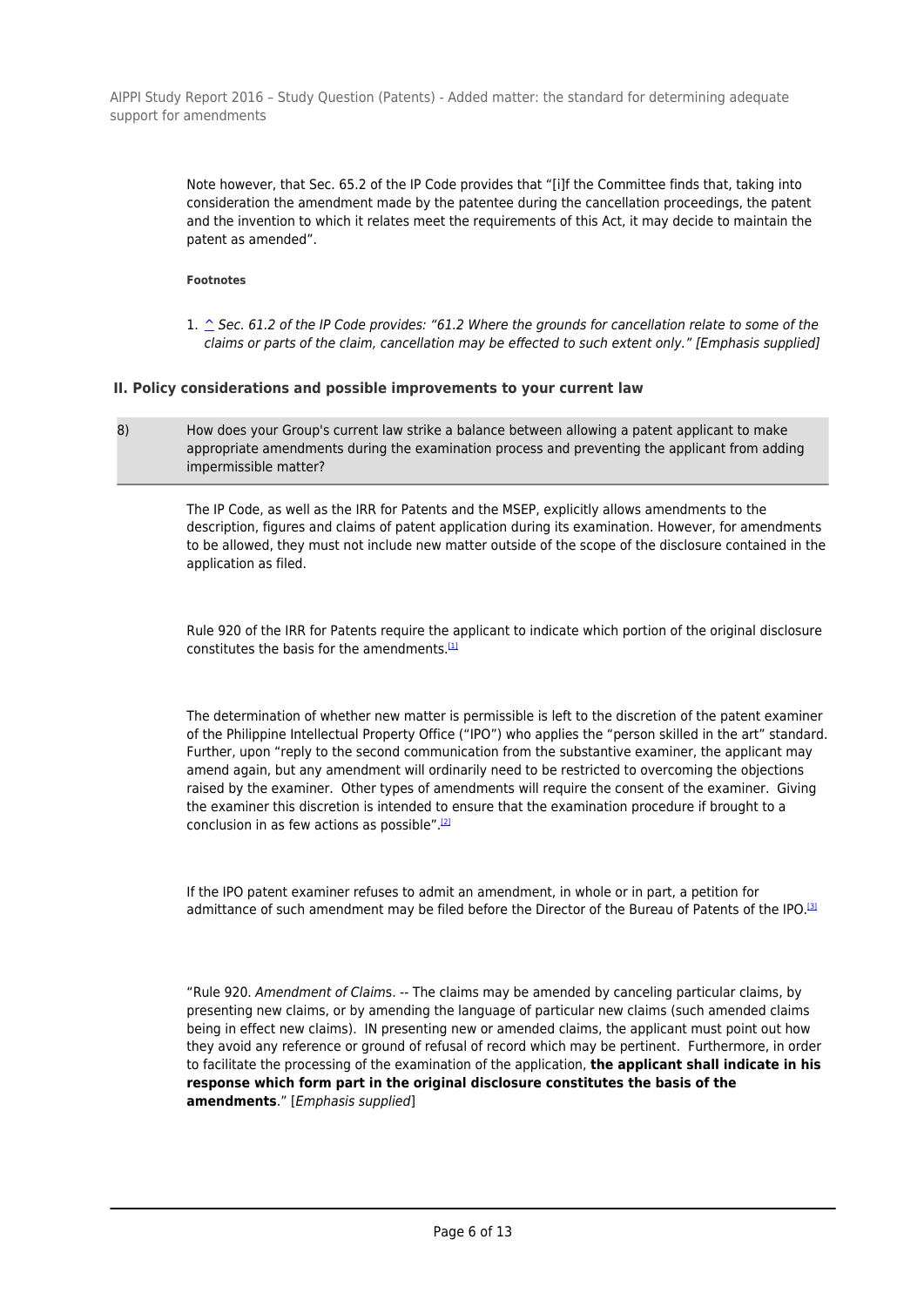Note however, that Sec. 65.2 of the IP Code provides that "[i]f the Committee finds that, taking into consideration the amendment made by the patentee during the cancellation proceedings, the patent and the invention to which it relates meet the requirements of this Act, it may decide to maintain the patent as amended".

**Footnotes**

1. ^ *Sec. 61.2 of the IP Code provides: "61.2 Where the grounds for cancellation relate to some of the claims or parts of the claim, cancellation may be effected to such extent only." [Emphasis supplied]*

### II. Policy considerations and possible improvements to your current law

8) How does your Group's current law strike a balance between allowing a patent applicant to make appropriate amendments during the examination process and preventing the applicant from adding impermissible matter?

The IP Code, as well as the IRR for Patents and the MSEP, explicitly allows amendments to the description, figures and claims of patent application during its examination. However, for amendments to be allowed, they must not include new matter outside of the scope of the disclosure contained in the application as filed.

Rule 920 of the IRR for Patents require the applicant to indicate which portion of the original disclosure constitutes the basis for the amendments.[1]

The determination of whether new matter is permissible is left to the discretion of the patent examiner of the Philippine Intellectual Property Office ("IPO") who applies the "person skilled in the art" standard. Further, upon "reply to the second communication from the substantive examiner, the applicant may amend again, but any amendment will ordinarily need to be restricted to overcoming the objections raised by the examiner. Other types of amendments will require the consent of the examiner. Giving the examiner this discretion is intended to ensure that the examination procedure if brought to a conclusion in as few actions as possible".[2]

If the IPO patent examiner refuses to admit an amendment, in whole or in part, a petition for admittance of such amendment may be filed before the Director of the Bureau of Patents of the IPO.[3]

"Rule 920. *Amendment of Claim*s. -- The claims may be amended by canceling particular claims, by presenting new claims, or by amending the language of particular new claims (such amended claims being in effect new claims). IN presenting new or amended claims, the applicant must point out how they avoid any reference or ground of refusal of record which may be pertinent. Furthermore, in order to facilitate the processing of the examination of the application, **the applicant shall indicate in his response which form part in the original disclosure constitutes the basis of the amendments**." [*Emphasis supplied*]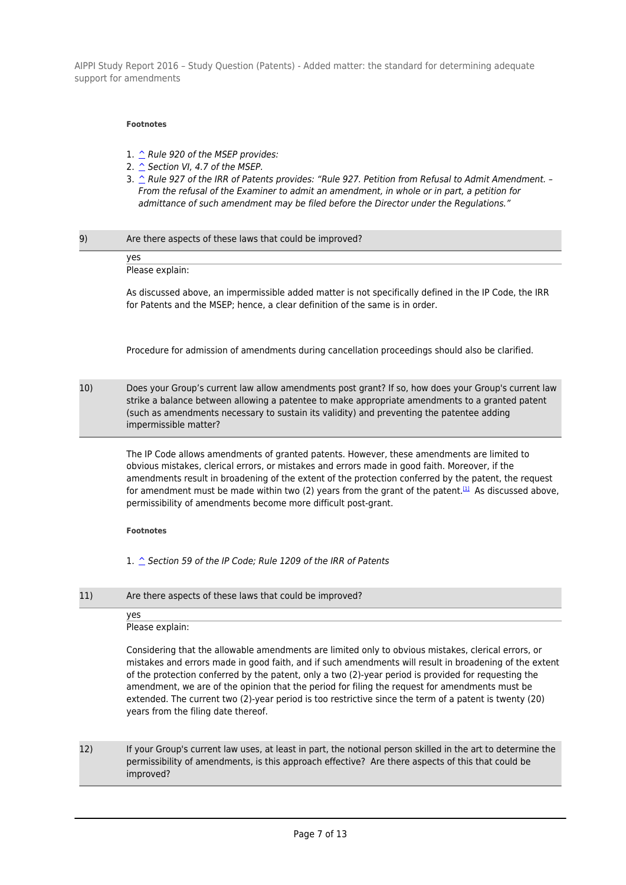**Footnotes**

1. ^ *Rule 920 of the MSEP provides:*
2. ^ *Section VI, 4.7 of the MSEP.*
3. ^ *Rule 927 of the IRR of Patents provides: "Rule 927. Petition from Refusal to Admit Amendment. – From the refusal of the Examiner to admit an amendment, in whole or in part, a petition for admittance of such amendment may be filed before the Director under the Regulations."*

| 9) | Are there aspects of these laws that could be improved? |
|---|---|

yes

Please explain:

As discussed above, an impermissible added matter is not specifically defined in the IP Code, the IRR for Patents and the MSEP; hence, a clear definition of the same is in order.

Procedure for admission of amendments during cancellation proceedings should also be clarified.

| 10) | Does your Group's current law allow amendments post grant? If so, how does your Group's current law strike a balance between allowing a patentee to make appropriate amendments to a granted patent (such as amendments necessary to sustain its validity) and preventing the patentee adding impermissible matter? |
|---|---|

The IP Code allows amendments of granted patents. However, these amendments are limited to obvious mistakes, clerical errors, or mistakes and errors made in good faith. Moreover, if the amendments result in broadening of the extent of the protection conferred by the patent, the request for amendment must be made within two (2) years from the grant of the patent.[1] As discussed above, permissibility of amendments become more difficult post-grant.

**Footnotes**

1. ^ *Section 59 of the IP Code; Rule 1209 of the IRR of Patents*

| 11) | Are there aspects of these laws that could be improved? |
|---|---|

yes

Please explain:

Considering that the allowable amendments are limited only to obvious mistakes, clerical errors, or mistakes and errors made in good faith, and if such amendments will result in broadening of the extent of the protection conferred by the patent, only a two (2)-year period is provided for requesting the amendment, we are of the opinion that the period for filing the request for amendments must be extended. The current two (2)-year period is too restrictive since the term of a patent is twenty (20) years from the filing date thereof.

| 12) | If your Group's current law uses, at least in part, the notional person skilled in the art to determine the permissibility of amendments, is this approach effective? Are there aspects of this that could be improved? |
|---|---|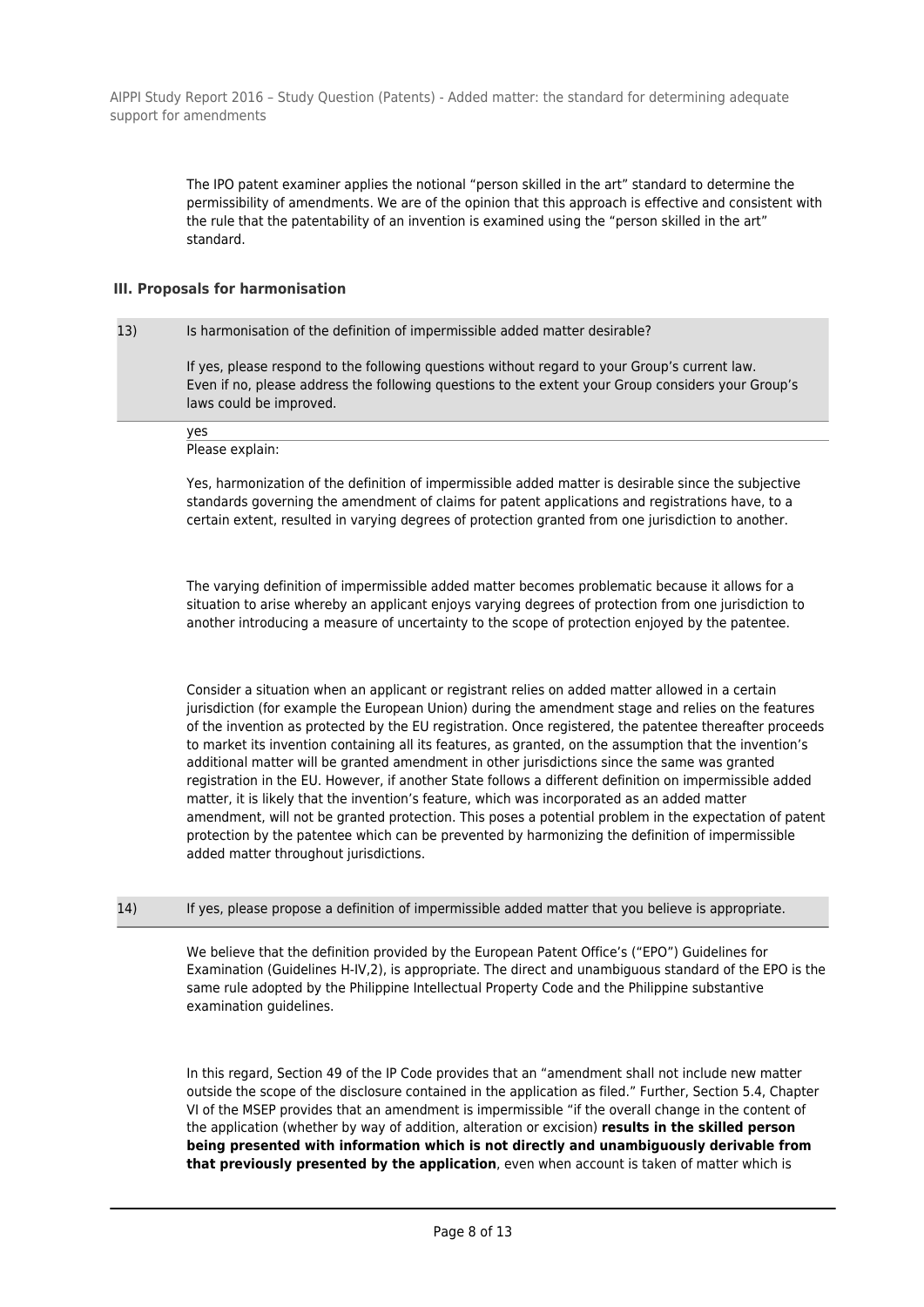The IPO patent examiner applies the notional "person skilled in the art" standard to determine the permissibility of amendments. We are of the opinion that this approach is effective and consistent with the rule that the patentability of an invention is examined using the "person skilled in the art" standard.

### III. Proposals for harmonisation

13) Is harmonisation of the definition of impermissible added matter desirable?

If yes, please respond to the following questions without regard to your Group's current law. Even if no, please address the following questions to the extent your Group considers your Group's laws could be improved.

yes

Please explain:

Yes, harmonization of the definition of impermissible added matter is desirable since the subjective standards governing the amendment of claims for patent applications and registrations have, to a certain extent, resulted in varying degrees of protection granted from one jurisdiction to another.

The varying definition of impermissible added matter becomes problematic because it allows for a situation to arise whereby an applicant enjoys varying degrees of protection from one jurisdiction to another introducing a measure of uncertainty to the scope of protection enjoyed by the patentee.

Consider a situation when an applicant or registrant relies on added matter allowed in a certain jurisdiction (for example the European Union) during the amendment stage and relies on the features of the invention as protected by the EU registration. Once registered, the patentee thereafter proceeds to market its invention containing all its features, as granted, on the assumption that the invention's additional matter will be granted amendment in other jurisdictions since the same was granted registration in the EU. However, if another State follows a different definition on impermissible added matter, it is likely that the invention's feature, which was incorporated as an added matter amendment, will not be granted protection. This poses a potential problem in the expectation of patent protection by the patentee which can be prevented by harmonizing the definition of impermissible added matter throughout jurisdictions.

14) If yes, please propose a definition of impermissible added matter that you believe is appropriate.

We believe that the definition provided by the European Patent Office's ("EPO") Guidelines for Examination (Guidelines H-IV,2), is appropriate. The direct and unambiguous standard of the EPO is the same rule adopted by the Philippine Intellectual Property Code and the Philippine substantive examination guidelines.

In this regard, Section 49 of the IP Code provides that an "amendment shall not include new matter outside the scope of the disclosure contained in the application as filed." Further, Section 5.4, Chapter VI of the MSEP provides that an amendment is impermissible "if the overall change in the content of the application (whether by way of addition, alteration or excision) **results in the skilled person being presented with information which is not directly and unambiguously derivable from that previously presented by the application**, even when account is taken of matter which is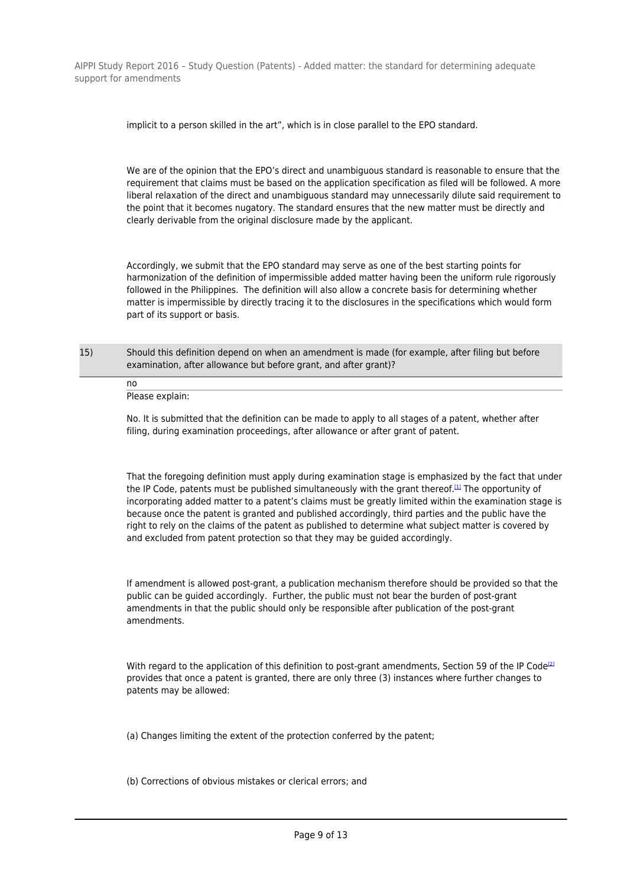implicit to a person skilled in the art", which is in close parallel to the EPO standard.

We are of the opinion that the EPO's direct and unambiguous standard is reasonable to ensure that the requirement that claims must be based on the application specification as filed will be followed. A more liberal relaxation of the direct and unambiguous standard may unnecessarily dilute said requirement to the point that it becomes nugatory. The standard ensures that the new matter must be directly and clearly derivable from the original disclosure made by the applicant.

Accordingly, we submit that the EPO standard may serve as one of the best starting points for harmonization of the definition of impermissible added matter having been the uniform rule rigorously followed in the Philippines. The definition will also allow a concrete basis for determining whether matter is impermissible by directly tracing it to the disclosures in the specifications which would form part of its support or basis.

**15) Should this definition depend on when an amendment is made (for example, after filing but before examination, after allowance but before grant, and after grant)?**

no

Please explain:

No. It is submitted that the definition can be made to apply to all stages of a patent, whether after filing, during examination proceedings, after allowance or after grant of patent.

That the foregoing definition must apply during examination stage is emphasized by the fact that under the IP Code, patents must be published simultaneously with the grant thereof.[1] The opportunity of incorporating added matter to a patent's claims must be greatly limited within the examination stage is because once the patent is granted and published accordingly, third parties and the public have the right to rely on the claims of the patent as published to determine what subject matter is covered by and excluded from patent protection so that they may be guided accordingly.

If amendment is allowed post-grant, a publication mechanism therefore should be provided so that the public can be guided accordingly. Further, the public must not bear the burden of post-grant amendments in that the public should only be responsible after publication of the post-grant amendments.

With regard to the application of this definition to post-grant amendments, Section 59 of the IP Code[2] provides that once a patent is granted, there are only three (3) instances where further changes to patents may be allowed:

(a) Changes limiting the extent of the protection conferred by the patent;

(b) Corrections of obvious mistakes or clerical errors; and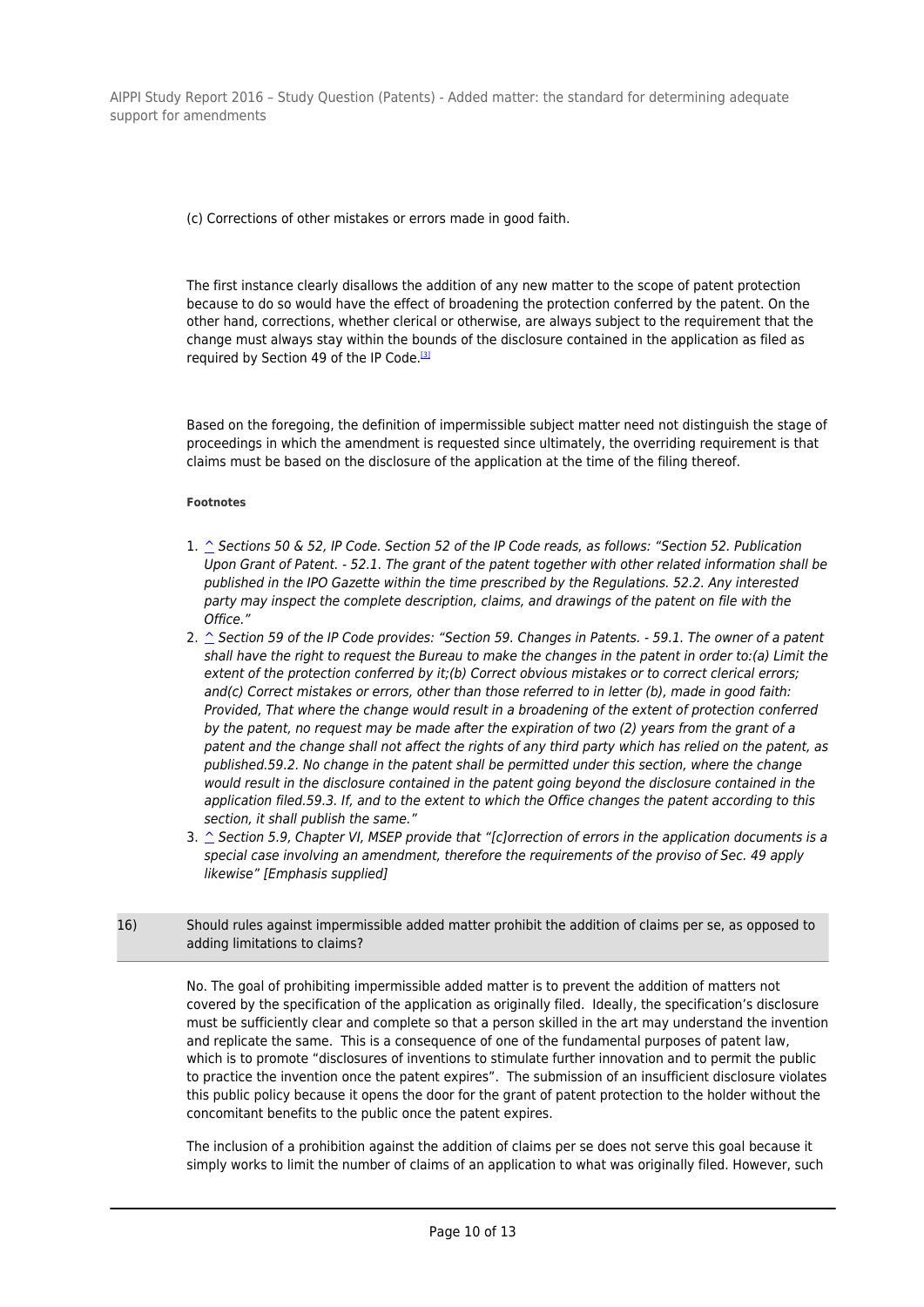(c) Corrections of other mistakes or errors made in good faith.

The first instance clearly disallows the addition of any new matter to the scope of patent protection because to do so would have the effect of broadening the protection conferred by the patent. On the other hand, corrections, whether clerical or otherwise, are always subject to the requirement that the change must always stay within the bounds of the disclosure contained in the application as filed as required by Section 49 of the IP Code.[3]

Based on the foregoing, the definition of impermissible subject matter need not distinguish the stage of proceedings in which the amendment is requested since ultimately, the overriding requirement is that claims must be based on the disclosure of the application at the time of the filing thereof.

**Footnotes**

1. ^ *Sections 50 & 52, IP Code. Section 52 of the IP Code reads, as follows: "Section 52. Publication Upon Grant of Patent. - 52.1. The grant of the patent together with other related information shall be published in the IPO Gazette within the time prescribed by the Regulations. 52.2. Any interested party may inspect the complete description, claims, and drawings of the patent on file with the Office."*
2. ^ *Section 59 of the IP Code provides: "Section 59. Changes in Patents. - 59.1. The owner of a patent shall have the right to request the Bureau to make the changes in the patent in order to:(a) Limit the extent of the protection conferred by it;(b) Correct obvious mistakes or to correct clerical errors; and(c) Correct mistakes or errors, other than those referred to in letter (b), made in good faith: Provided, That where the change would result in a broadening of the extent of protection conferred by the patent, no request may be made after the expiration of two (2) years from the grant of a patent and the change shall not affect the rights of any third party which has relied on the patent, as published.59.2. No change in the patent shall be permitted under this section, where the change would result in the disclosure contained in the patent going beyond the disclosure contained in the application filed.59.3. If, and to the extent to which the Office changes the patent according to this section, it shall publish the same."*
3. ^ *Section 5.9, Chapter VI, MSEP provide that "[c]orrection of errors in the application documents is a special case involving an amendment, therefore the requirements of the proviso of Sec. 49 apply likewise" [Emphasis supplied]*

16) Should rules against impermissible added matter prohibit the addition of claims per se, as opposed to adding limitations to claims?

No. The goal of prohibiting impermissible added matter is to prevent the addition of matters not covered by the specification of the application as originally filed. Ideally, the specification's disclosure must be sufficiently clear and complete so that a person skilled in the art may understand the invention and replicate the same. This is a consequence of one of the fundamental purposes of patent law, which is to promote "disclosures of inventions to stimulate further innovation and to permit the public to practice the invention once the patent expires". The submission of an insufficient disclosure violates this public policy because it opens the door for the grant of patent protection to the holder without the concomitant benefits to the public once the patent expires.

The inclusion of a prohibition against the addition of claims per se does not serve this goal because it simply works to limit the number of claims of an application to what was originally filed. However, such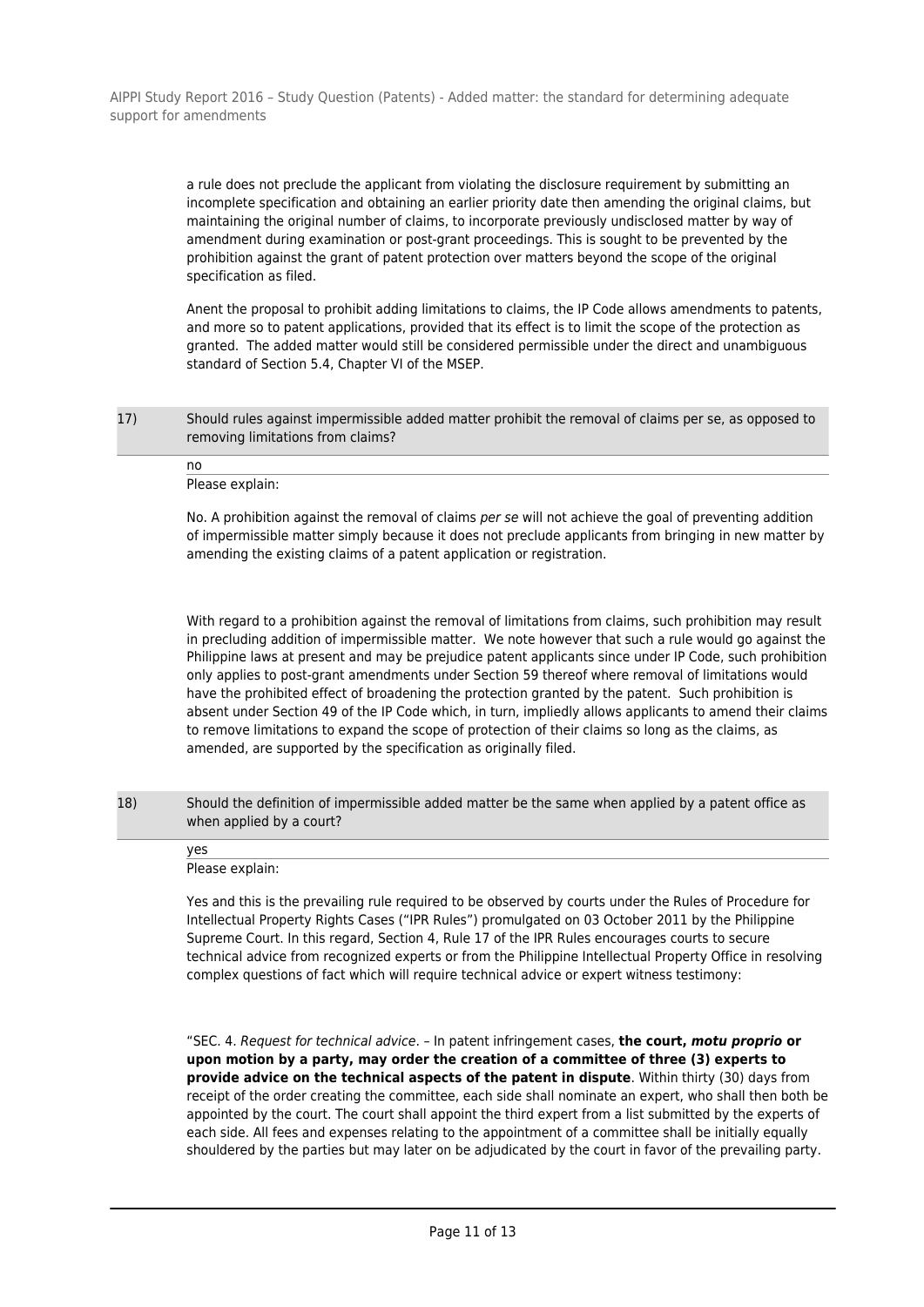a rule does not preclude the applicant from violating the disclosure requirement by submitting an incomplete specification and obtaining an earlier priority date then amending the original claims, but maintaining the original number of claims, to incorporate previously undisclosed matter by way of amendment during examination or post-grant proceedings. This is sought to be prevented by the prohibition against the grant of patent protection over matters beyond the scope of the original specification as filed.

Anent the proposal to prohibit adding limitations to claims, the IP Code allows amendments to patents, and more so to patent applications, provided that its effect is to limit the scope of the protection as granted. The added matter would still be considered permissible under the direct and unambiguous standard of Section 5.4, Chapter VI of the MSEP.

**17) Should rules against impermissible added matter prohibit the removal of claims per se, as opposed to removing limitations from claims?**

no

Please explain:

No. A prohibition against the removal of claims *per se* will not achieve the goal of preventing addition of impermissible matter simply because it does not preclude applicants from bringing in new matter by amending the existing claims of a patent application or registration.

With regard to a prohibition against the removal of limitations from claims, such prohibition may result in precluding addition of impermissible matter. We note however that such a rule would go against the Philippine laws at present and may be prejudice patent applicants since under IP Code, such prohibition only applies to post-grant amendments under Section 59 thereof where removal of limitations would have the prohibited effect of broadening the protection granted by the patent. Such prohibition is absent under Section 49 of the IP Code which, in turn, impliedly allows applicants to amend their claims to remove limitations to expand the scope of protection of their claims so long as the claims, as amended, are supported by the specification as originally filed.

**18) Should the definition of impermissible added matter be the same when applied by a patent office as when applied by a court?**

yes

Please explain:

Yes and this is the prevailing rule required to be observed by courts under the Rules of Procedure for Intellectual Property Rights Cases ("IPR Rules") promulgated on 03 October 2011 by the Philippine Supreme Court. In this regard, Section 4, Rule 17 of the IPR Rules encourages courts to secure technical advice from recognized experts or from the Philippine Intellectual Property Office in resolving complex questions of fact which will require technical advice or expert witness testimony:

"SEC. 4. *Request for technical advice*. – In patent infringement cases, **the court, *motu proprio* or upon motion by a party, may order the creation of a committee of three (3) experts to provide advice on the technical aspects of the patent in dispute**. Within thirty (30) days from receipt of the order creating the committee, each side shall nominate an expert, who shall then both be appointed by the court. The court shall appoint the third expert from a list submitted by the experts of each side. All fees and expenses relating to the appointment of a committee shall be initially equally shouldered by the parties but may later on be adjudicated by the court in favor of the prevailing party.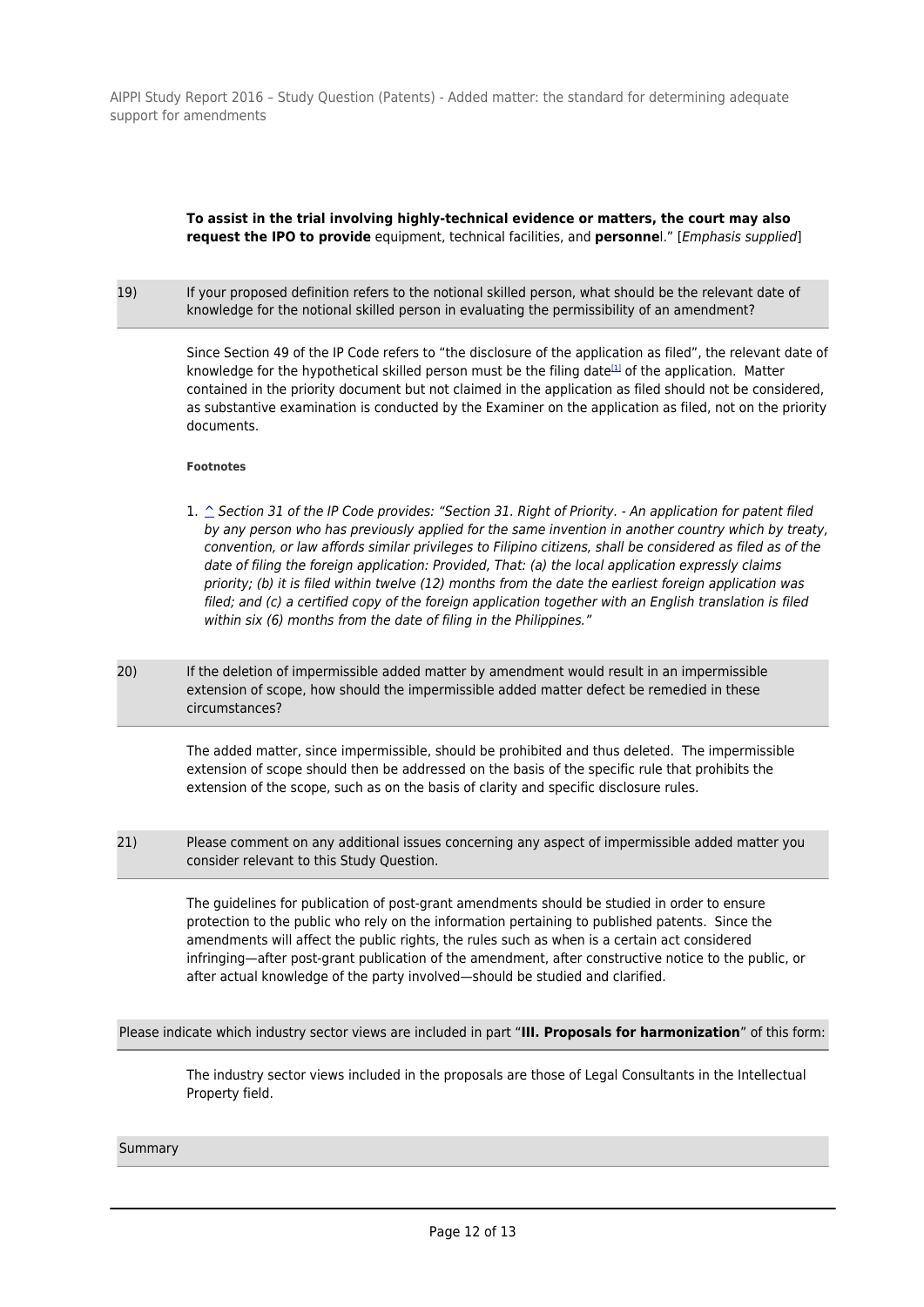**To assist in the trial involving highly-technical evidence or matters, the court may also request the IPO to provide** equipment, technical facilities, and **personne**l." [*Emphasis supplied*]

19) If your proposed definition refers to the notional skilled person, what should be the relevant date of knowledge for the notional skilled person in evaluating the permissibility of an amendment?

Since Section 49 of the IP Code refers to "the disclosure of the application as filed", the relevant date of knowledge for the hypothetical skilled person must be the filing date[1] of the application. Matter contained in the priority document but not claimed in the application as filed should not be considered, as substantive examination is conducted by the Examiner on the application as filed, not on the priority documents.

**Footnotes**

1. ^ *Section 31 of the IP Code provides: "Section 31. Right of Priority. - An application for patent filed by any person who has previously applied for the same invention in another country which by treaty, convention, or law affords similar privileges to Filipino citizens, shall be considered as filed as of the date of filing the foreign application: Provided, That: (a) the local application expressly claims priority; (b) it is filed within twelve (12) months from the date the earliest foreign application was filed; and (c) a certified copy of the foreign application together with an English translation is filed within six (6) months from the date of filing in the Philippines."*

20) If the deletion of impermissible added matter by amendment would result in an impermissible extension of scope, how should the impermissible added matter defect be remedied in these circumstances?

The added matter, since impermissible, should be prohibited and thus deleted. The impermissible extension of scope should then be addressed on the basis of the specific rule that prohibits the extension of the scope, such as on the basis of clarity and specific disclosure rules.

21) Please comment on any additional issues concerning any aspect of impermissible added matter you consider relevant to this Study Question.

The guidelines for publication of post-grant amendments should be studied in order to ensure protection to the public who rely on the information pertaining to published patents. Since the amendments will affect the public rights, the rules such as when is a certain act considered infringing—after post-grant publication of the amendment, after constructive notice to the public, or after actual knowledge of the party involved—should be studied and clarified.

Please indicate which industry sector views are included in part "**III. Proposals for harmonization**" of this form:

The industry sector views included in the proposals are those of Legal Consultants in the Intellectual Property field.

Summary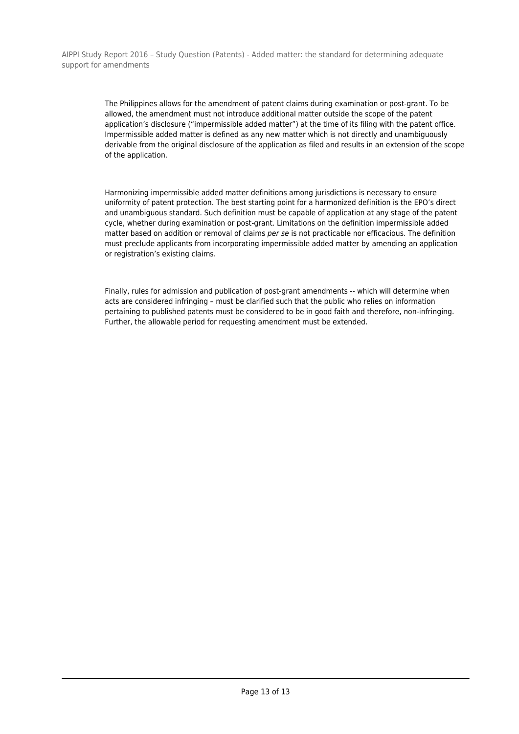The Philippines allows for the amendment of patent claims during examination or post-grant. To be allowed, the amendment must not introduce additional matter outside the scope of the patent application's disclosure ("impermissible added matter") at the time of its filing with the patent office. Impermissible added matter is defined as any new matter which is not directly and unambiguously derivable from the original disclosure of the application as filed and results in an extension of the scope of the application.

Harmonizing impermissible added matter definitions among jurisdictions is necessary to ensure uniformity of patent protection. The best starting point for a harmonized definition is the EPO's direct and unambiguous standard. Such definition must be capable of application at any stage of the patent cycle, whether during examination or post-grant. Limitations on the definition impermissible added matter based on addition or removal of claims *per se* is not practicable nor efficacious. The definition must preclude applicants from incorporating impermissible added matter by amending an application or registration's existing claims.

Finally, rules for admission and publication of post-grant amendments -- which will determine when acts are considered infringing – must be clarified such that the public who relies on information pertaining to published patents must be considered to be in good faith and therefore, non-infringing. Further, the allowable period for requesting amendment must be extended.